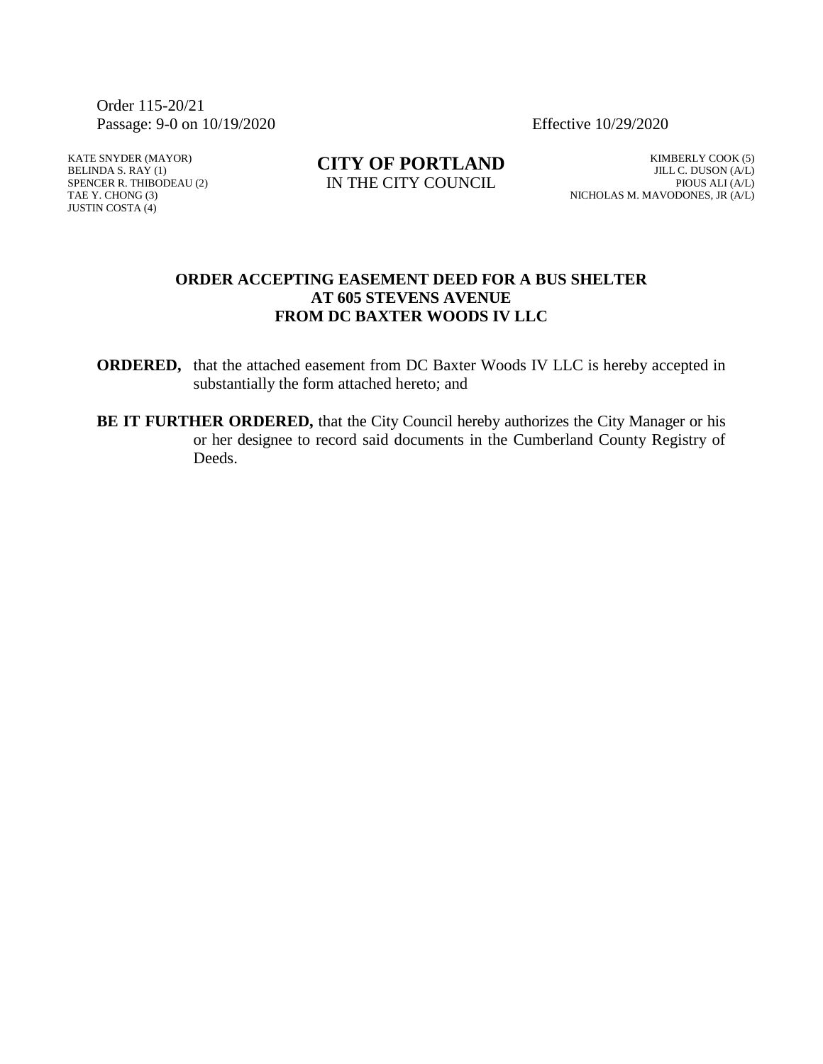Order 115-20/21
Passage: 9-0 on 10/19/2020 Effective 10/29/2020

KATE SNYDER (MAYOR)
BELINDA S. RAY (1)
SPENCER R. THIBODEAU (2)
TAE Y. CHONG (3)
JUSTIN COSTA (4)

**CITY OF PORTLAND**
IN THE CITY COUNCIL

KIMBERLY COOK (5)
JILL C. DUSON (A/L)
PIOUS ALI (A/L)
NICHOLAS M. MAVODONES, JR (A/L)

**ORDER ACCEPTING EASEMENT DEED FOR A BUS SHELTER AT 605 STEVENS AVENUE FROM DC BAXTER WOODS IV LLC**

**ORDERED,** that the attached easement from DC Baxter Woods IV LLC is hereby accepted in substantially the form attached hereto; and

**BE IT FURTHER ORDERED,** that the City Council hereby authorizes the City Manager or his or her designee to record said documents in the Cumberland County Registry of Deeds.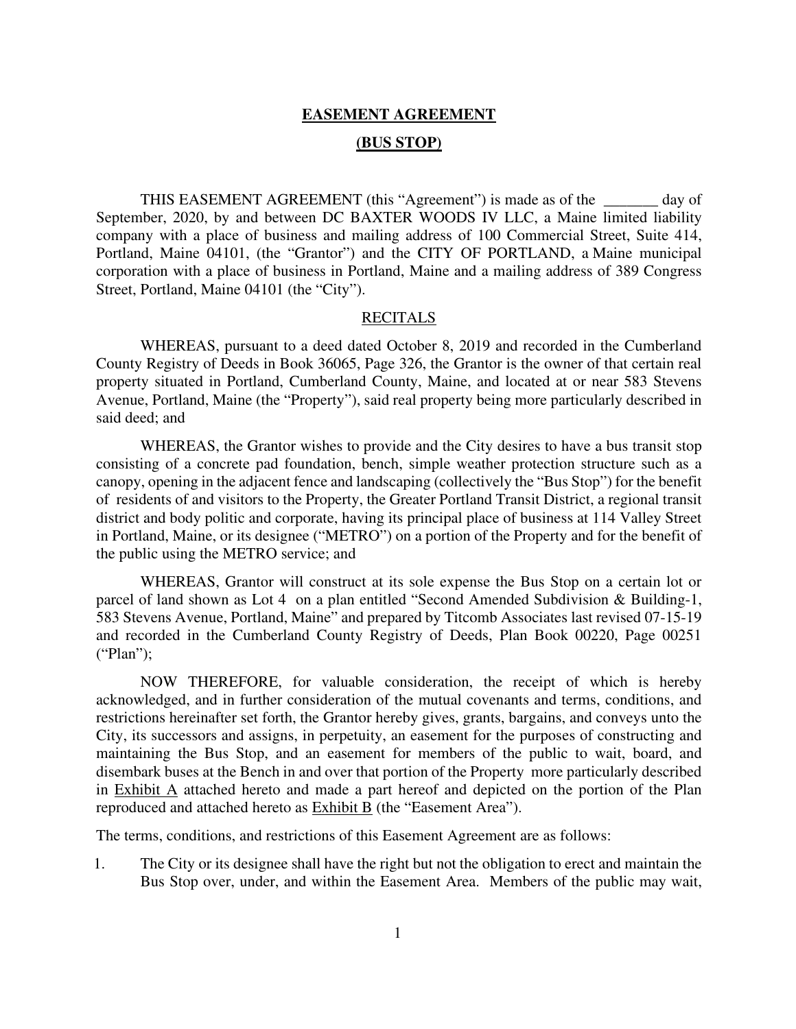**EASEMENT AGREEMENT**

**(BUS STOP)**

THIS EASEMENT AGREEMENT (this "Agreement") is made as of the _______ day of September, 2020, by and between DC BAXTER WOODS IV LLC, a Maine limited liability company with a place of business and mailing address of 100 Commercial Street, Suite 414, Portland, Maine 04101, (the "Grantor") and the CITY OF PORTLAND, a Maine municipal corporation with a place of business in Portland, Maine and a mailing address of 389 Congress Street, Portland, Maine 04101 (the "City").

RECITALS

WHEREAS, pursuant to a deed dated October 8, 2019 and recorded in the Cumberland County Registry of Deeds in Book 36065, Page 326, the Grantor is the owner of that certain real property situated in Portland, Cumberland County, Maine, and located at or near 583 Stevens Avenue, Portland, Maine (the "Property"), said real property being more particularly described in said deed; and

WHEREAS, the Grantor wishes to provide and the City desires to have a bus transit stop consisting of a concrete pad foundation, bench, simple weather protection structure such as a canopy, opening in the adjacent fence and landscaping (collectively the "Bus Stop") for the benefit of residents of and visitors to the Property, the Greater Portland Transit District, a regional transit district and body politic and corporate, having its principal place of business at 114 Valley Street in Portland, Maine, or its designee ("METRO") on a portion of the Property and for the benefit of the public using the METRO service; and

WHEREAS, Grantor will construct at its sole expense the Bus Stop on a certain lot or parcel of land shown as Lot 4 on a plan entitled "Second Amended Subdivision & Building-1, 583 Stevens Avenue, Portland, Maine" and prepared by Titcomb Associates last revised 07-15-19 and recorded in the Cumberland County Registry of Deeds, Plan Book 00220, Page 00251 ("Plan");

NOW THEREFORE, for valuable consideration, the receipt of which is hereby acknowledged, and in further consideration of the mutual covenants and terms, conditions, and restrictions hereinafter set forth, the Grantor hereby gives, grants, bargains, and conveys unto the City, its successors and assigns, in perpetuity, an easement for the purposes of constructing and maintaining the Bus Stop, and an easement for members of the public to wait, board, and disembark buses at the Bench in and over that portion of the Property more particularly described in Exhibit A attached hereto and made a part hereof and depicted on the portion of the Plan reproduced and attached hereto as Exhibit B (the "Easement Area").

The terms, conditions, and restrictions of this Easement Agreement are as follows:

1. The City or its designee shall have the right but not the obligation to erect and maintain the Bus Stop over, under, and within the Easement Area. Members of the public may wait,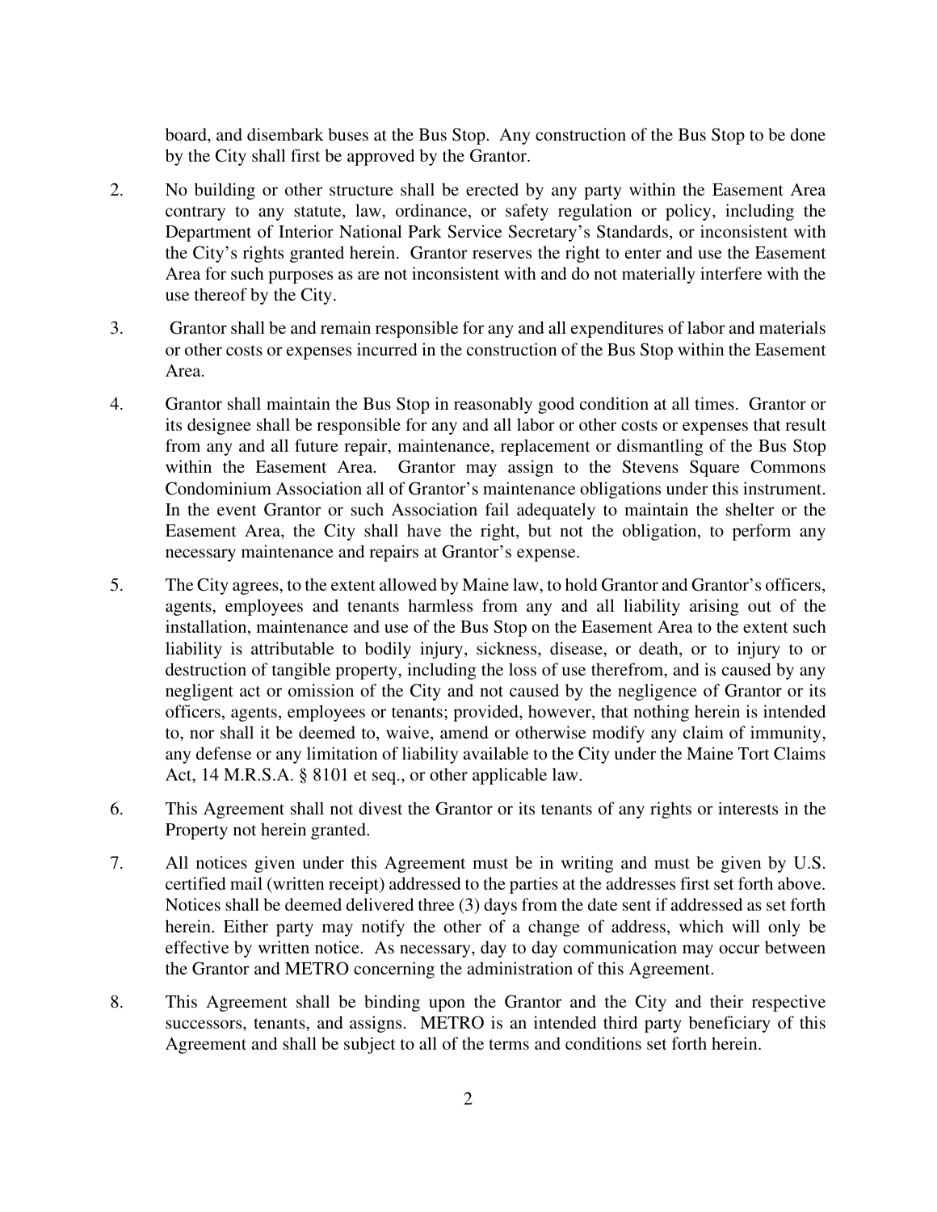board, and disembark buses at the Bus Stop. Any construction of the Bus Stop to be done by the City shall first be approved by the Grantor.

2. No building or other structure shall be erected by any party within the Easement Area contrary to any statute, law, ordinance, or safety regulation or policy, including the Department of Interior National Park Service Secretary's Standards, or inconsistent with the City's rights granted herein. Grantor reserves the right to enter and use the Easement Area for such purposes as are not inconsistent with and do not materially interfere with the use thereof by the City.

3. Grantor shall be and remain responsible for any and all expenditures of labor and materials or other costs or expenses incurred in the construction of the Bus Stop within the Easement Area.

4. Grantor shall maintain the Bus Stop in reasonably good condition at all times. Grantor or its designee shall be responsible for any and all labor or other costs or expenses that result from any and all future repair, maintenance, replacement or dismantling of the Bus Stop within the Easement Area. Grantor may assign to the Stevens Square Commons Condominium Association all of Grantor's maintenance obligations under this instrument. In the event Grantor or such Association fail adequately to maintain the shelter or the Easement Area, the City shall have the right, but not the obligation, to perform any necessary maintenance and repairs at Grantor's expense.

5. The City agrees, to the extent allowed by Maine law, to hold Grantor and Grantor's officers, agents, employees and tenants harmless from any and all liability arising out of the installation, maintenance and use of the Bus Stop on the Easement Area to the extent such liability is attributable to bodily injury, sickness, disease, or death, or to injury to or destruction of tangible property, including the loss of use therefrom, and is caused by any negligent act or omission of the City and not caused by the negligence of Grantor or its officers, agents, employees or tenants; provided, however, that nothing herein is intended to, nor shall it be deemed to, waive, amend or otherwise modify any claim of immunity, any defense or any limitation of liability available to the City under the Maine Tort Claims Act, 14 M.R.S.A. § 8101 et seq., or other applicable law.

6. This Agreement shall not divest the Grantor or its tenants of any rights or interests in the Property not herein granted.

7. All notices given under this Agreement must be in writing and must be given by U.S. certified mail (written receipt) addressed to the parties at the addresses first set forth above. Notices shall be deemed delivered three (3) days from the date sent if addressed as set forth herein. Either party may notify the other of a change of address, which will only be effective by written notice. As necessary, day to day communication may occur between the Grantor and METRO concerning the administration of this Agreement.

8. This Agreement shall be binding upon the Grantor and the City and their respective successors, tenants, and assigns. METRO is an intended third party beneficiary of this Agreement and shall be subject to all of the terms and conditions set forth herein.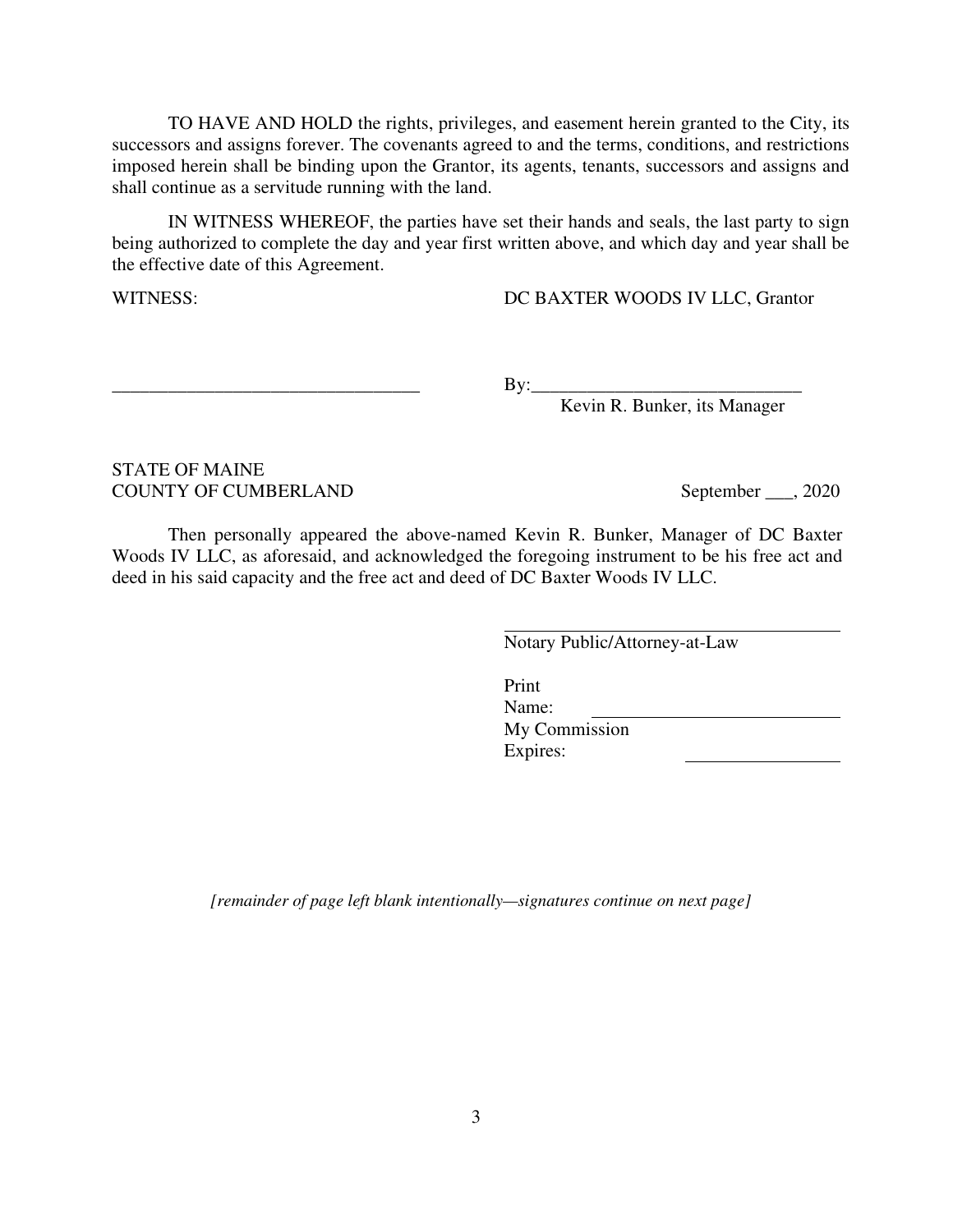TO HAVE AND HOLD the rights, privileges, and easement herein granted to the City, its successors and assigns forever. The covenants agreed to and the terms, conditions, and restrictions imposed herein shall be binding upon the Grantor, its agents, tenants, successors and assigns and shall continue as a servitude running with the land.

IN WITNESS WHEREOF, the parties have set their hands and seals, the last party to sign being authorized to complete the day and year first written above, and which day and year shall be the effective date of this Agreement.

WITNESS: DC BAXTER WOODS IV LLC, Grantor

_________________________________ By:_____________________________
Kevin R. Bunker, its Manager

STATE OF MAINE
COUNTY OF CUMBERLAND September ___, 2020

Then personally appeared the above-named Kevin R. Bunker, Manager of DC Baxter Woods IV LLC, as aforesaid, and acknowledged the foregoing instrument to be his free act and deed in his said capacity and the free act and deed of DC Baxter Woods IV LLC.

_________________________________
Notary Public/Attorney-at-Law

Print Name: ___________________________
My Commission Expires: _________________

*[remainder of page left blank intentionally—signatures continue on next page]*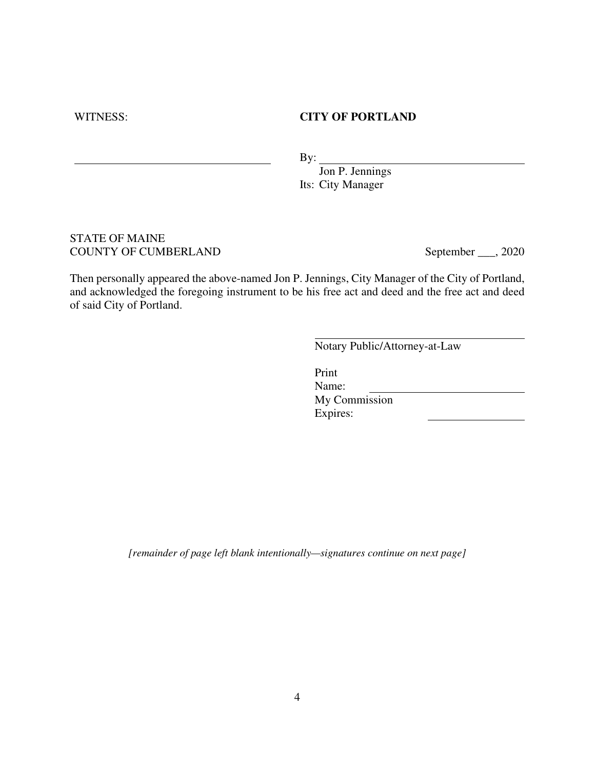WITNESS: **CITY OF PORTLAND**

\_\_\_\_\_\_\_\_\_\_\_\_\_\_\_\_\_\_\_\_\_\_\_\_\_\_\_\_\_\_\_\_\_\_ By: \_\_\_\_\_\_\_\_\_\_\_\_\_\_\_\_\_\_\_\_\_\_\_\_\_\_\_\_\_\_\_\_\_\_

Jon P. Jennings
Its: City Manager

STATE OF MAINE
COUNTY OF CUMBERLAND September \_\_\_, 2020

Then personally appeared the above-named Jon P. Jennings, City Manager of the City of Portland, and acknowledged the foregoing instrument to be his free act and deed and the free act and deed of said City of Portland.

\_\_\_\_\_\_\_\_\_\_\_\_\_\_\_\_\_\_\_\_\_\_\_\_\_\_\_\_\_\_\_\_\_\_
Notary Public/Attorney-at-Law

Print Name: \_\_\_\_\_\_\_\_\_\_\_\_\_\_\_\_\_\_\_\_\_\_\_\_
My Commission Expires: \_\_\_\_\_\_\_\_\_\_\_\_\_\_\_\_

*[remainder of page left blank intentionally—signatures continue on next page]*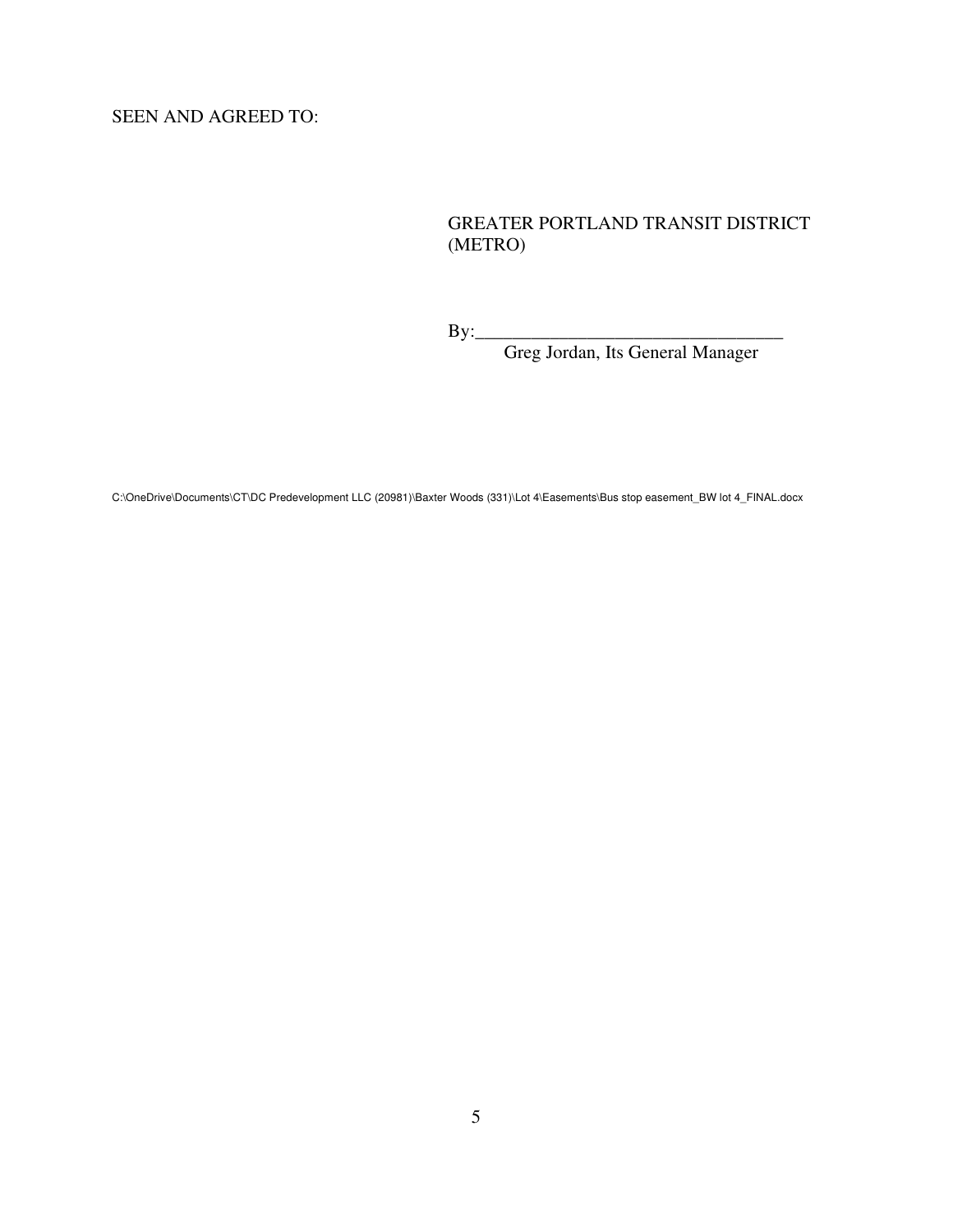SEEN AND AGREED TO:

GREATER PORTLAND TRANSIT DISTRICT
(METRO)

By:________________________________
Greg Jordan, Its General Manager

C:\OneDrive\Documents\CT\DC Predevelopment LLC (20981)\Baxter Woods (331)\Lot 4\Easements\Bus stop easement_BW lot 4_FINAL.docx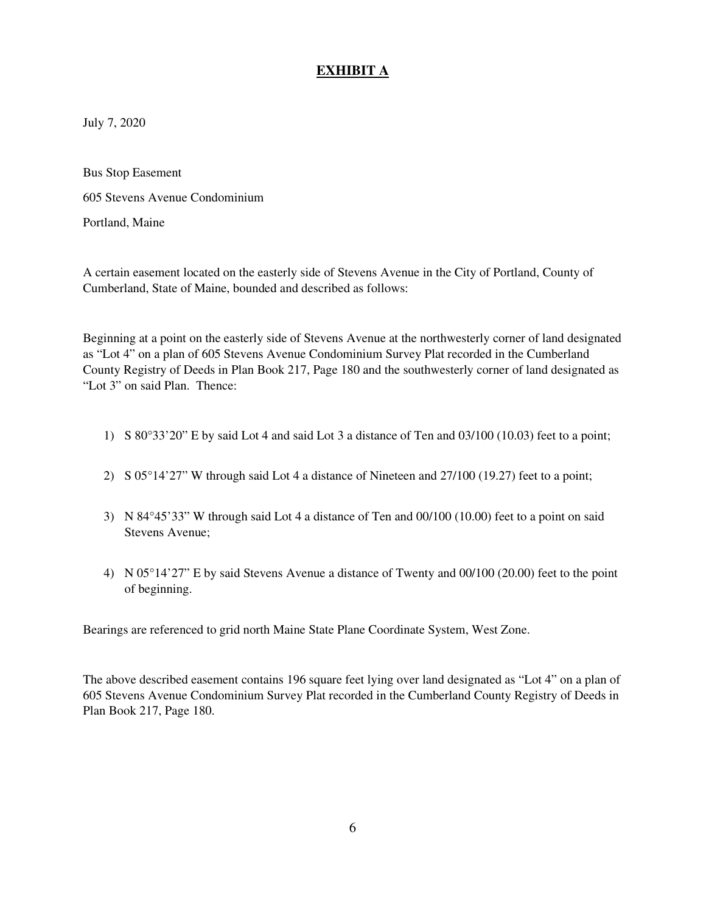# **EXHIBIT A**

July 7, 2020

Bus Stop Easement

605 Stevens Avenue Condominium

Portland, Maine

A certain easement located on the easterly side of Stevens Avenue in the City of Portland, County of Cumberland, State of Maine, bounded and described as follows:

Beginning at a point on the easterly side of Stevens Avenue at the northwesterly corner of land designated as "Lot 4" on a plan of 605 Stevens Avenue Condominium Survey Plat recorded in the Cumberland County Registry of Deeds in Plan Book 217, Page 180 and the southwesterly corner of land designated as "Lot 3" on said Plan. Thence:

1) S 80°33'20" E by said Lot 4 and said Lot 3 a distance of Ten and 03/100 (10.03) feet to a point;
2) S 05°14'27" W through said Lot 4 a distance of Nineteen and 27/100 (19.27) feet to a point;
3) N 84°45'33" W through said Lot 4 a distance of Ten and 00/100 (10.00) feet to a point on said Stevens Avenue;
4) N 05°14'27" E by said Stevens Avenue a distance of Twenty and 00/100 (20.00) feet to the point of beginning.

Bearings are referenced to grid north Maine State Plane Coordinate System, West Zone.

The above described easement contains 196 square feet lying over land designated as "Lot 4" on a plan of 605 Stevens Avenue Condominium Survey Plat recorded in the Cumberland County Registry of Deeds in Plan Book 217, Page 180.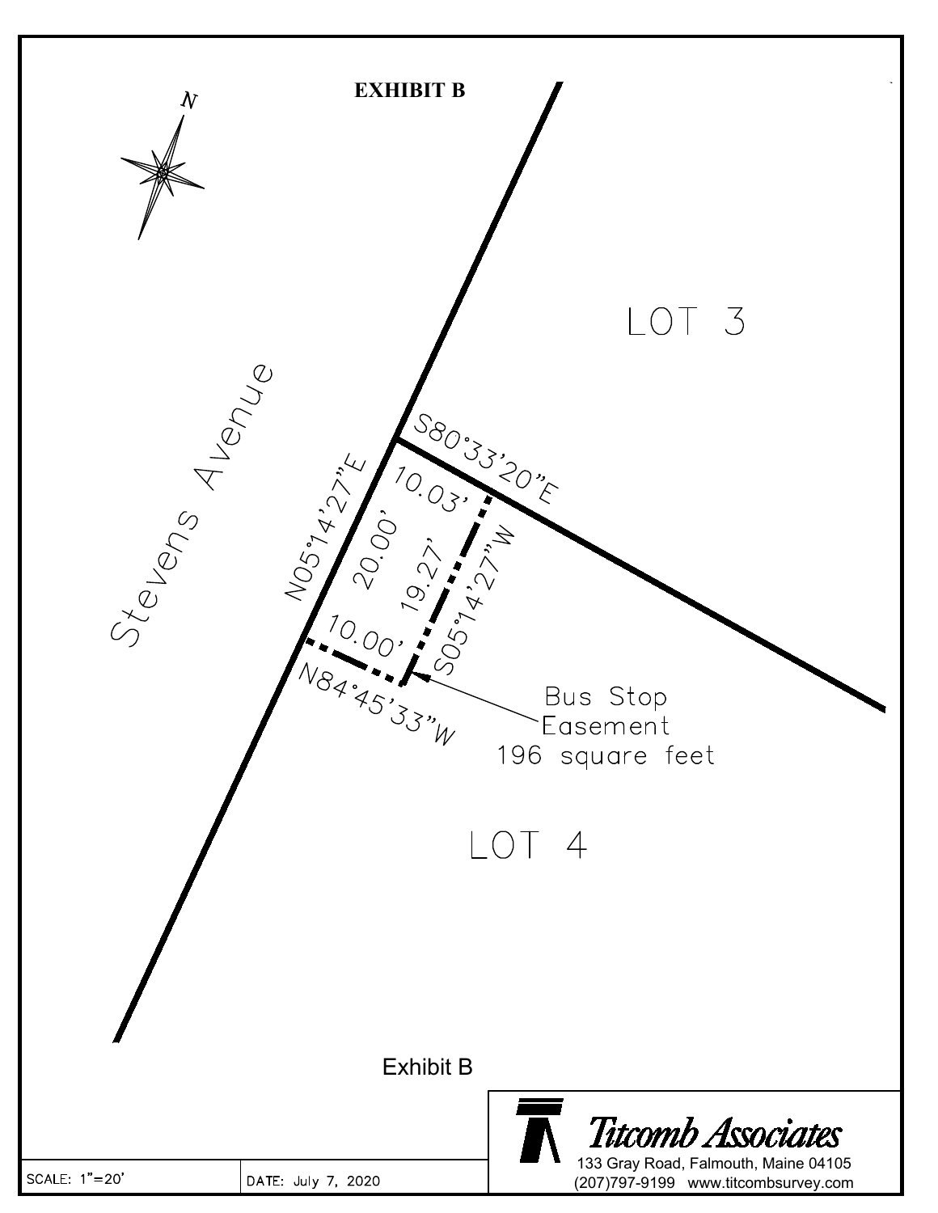**EXHIBIT B**

N

LOT 3

Stevens Avenue

S80°33'20"E

N05°14'27"E

10.03'

20.00'

19.27'

S05°14'27"W

10.00'

N84°45'33"W

Bus Stop
Easement
196 square feet

LOT 4

Exhibit B

SCALE: 1"=20'

DATE: July 7, 2020

*Titcomb Associates*
133 Gray Road, Falmouth, Maine 04105
(207)797-9199 www.titcombsurvey.com